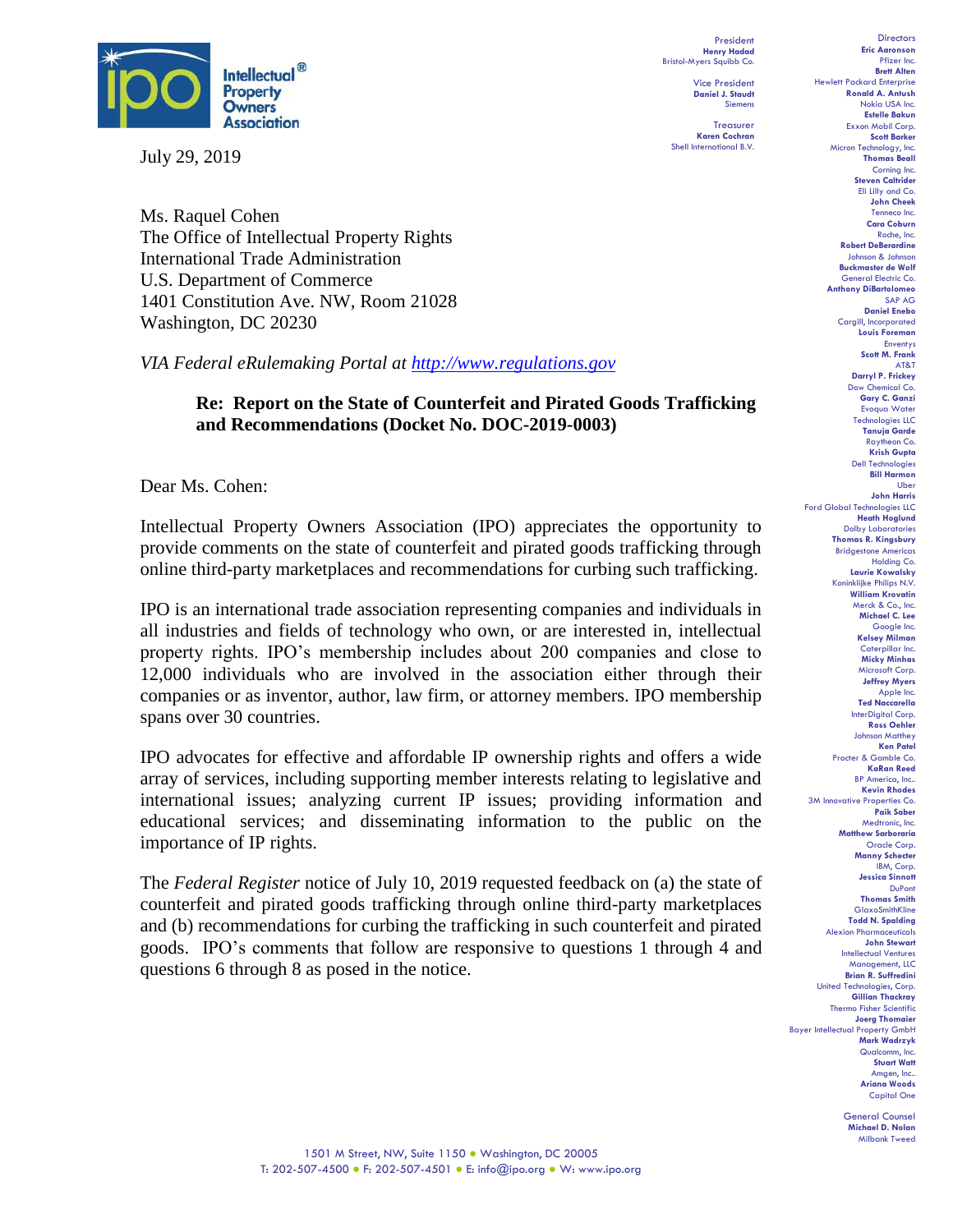Intellectual® Property Owners Association

President
**Henry Hadad**
Bristol-Myers Squibb Co.

Vice President
**Daniel J. Staudt**
Siemens

Treasurer
**Karen Cochran**
Shell International B.V.

Directors
**Eric Aaronson**
Pfizer Inc.
**Brett Alten**
Hewlett Packard Enterprise
**Ronald A. Antush**
Nokia USA Inc.
**Estelle Bakun**
Exxon Mobil Corp.
**Scott Barker**
Micron Technology, Inc.
**Thomas Beall**
Corning Inc.
**Steven Caltrider**
Eli Lilly and Co.
**John Cheek**
Tenneco Inc.
**Cara Coburn**
Roche, Inc.
**Robert DeBerardine**
Johnson & Johnson
**Buckmaster de Wolf**
General Electric Co.
**Anthony DiBartolomeo**
SAP AG
**Daniel Enebo**
Cargill, Incorporated
**Louis Foreman**
Enventys
**Scott M. Frank**
AT&T
**Darryl P. Frickey**
Dow Chemical Co.
**Gary C. Ganzi**
Evoqua Water Technologies LLC
**Tanuja Garde**
Raytheon Co.
**Krish Gupta**
Dell Technologies
**Bill Harmon**
Uber
**John Harris**
Ford Global Technologies LLC
**Heath Hoglund**
Dolby Laboratories
**Thomas R. Kingsbury**
Bridgestone Americas Holding Co.
**Laurie Kowalsky**
Koninklijke Philips N.V.
**William Krovatin**
Merck & Co., Inc.
**Michael C. Lee**
Google Inc.
**Kelsey Milman**
Caterpillar Inc.
**Micky Minhas**
Microsoft Corp.
**Jeffrey Myers**
Apple Inc.
**Ted Naccarella**
InterDigital Corp.
**Ross Oehler**
Johnson Matthey
**Ken Patel**
Procter & Gamble Co.
**KaRan Reed**
BP America, Inc..
**Kevin Rhodes**
3M Innovative Properties Co.
**Paik Saber**
Medtronic, Inc.
**Matthew Sarboraria**
Oracle Corp.
**Manny Schecter**
IBM, Corp.
**Jessica Sinnott**
DuPont
**Thomas Smith**
GlaxoSmithKline
**Todd N. Spalding**
Alexion Pharmaceuticals
**John Stewart**
Intellectual Ventures Management, LLC
**Brian R. Suffredini**
United Technologies, Corp.
**Gillian Thackray**
Thermo Fisher Scientific
**Joerg Thomaier**
Bayer Intellectual Property GmbH
**Mark Wadrzyk**
Qualcomm, Inc.
**Stuart Watt**
Amgen, Inc..
**Ariana Woods**
Capital One

General Counsel
**Michael D. Nolan**
Milbank Tweed

July 29, 2019

Ms. Raquel Cohen
The Office of Intellectual Property Rights
International Trade Administration
U.S. Department of Commerce
1401 Constitution Ave. NW, Room 21028
Washington, DC 20230

*VIA Federal eRulemaking Portal at http://www.regulations.gov*

**Re: Report on the State of Counterfeit and Pirated Goods Trafficking and Recommendations (Docket No. DOC-2019-0003)**

Dear Ms. Cohen:

Intellectual Property Owners Association (IPO) appreciates the opportunity to provide comments on the state of counterfeit and pirated goods trafficking through online third-party marketplaces and recommendations for curbing such trafficking.

IPO is an international trade association representing companies and individuals in all industries and fields of technology who own, or are interested in, intellectual property rights. IPO's membership includes about 200 companies and close to 12,000 individuals who are involved in the association either through their companies or as inventor, author, law firm, or attorney members. IPO membership spans over 30 countries.

IPO advocates for effective and affordable IP ownership rights and offers a wide array of services, including supporting member interests relating to legislative and international issues; analyzing current IP issues; providing information and educational services; and disseminating information to the public on the importance of IP rights.

The *Federal Register* notice of July 10, 2019 requested feedback on (a) the state of counterfeit and pirated goods trafficking through online third-party marketplaces and (b) recommendations for curbing the trafficking in such counterfeit and pirated goods. IPO's comments that follow are responsive to questions 1 through 4 and questions 6 through 8 as posed in the notice.

1501 M Street, NW, Suite 1150 • Washington, DC 20005
T: 202-507-4500 • F: 202-507-4501 • E: info@ipo.org • W: www.ipo.org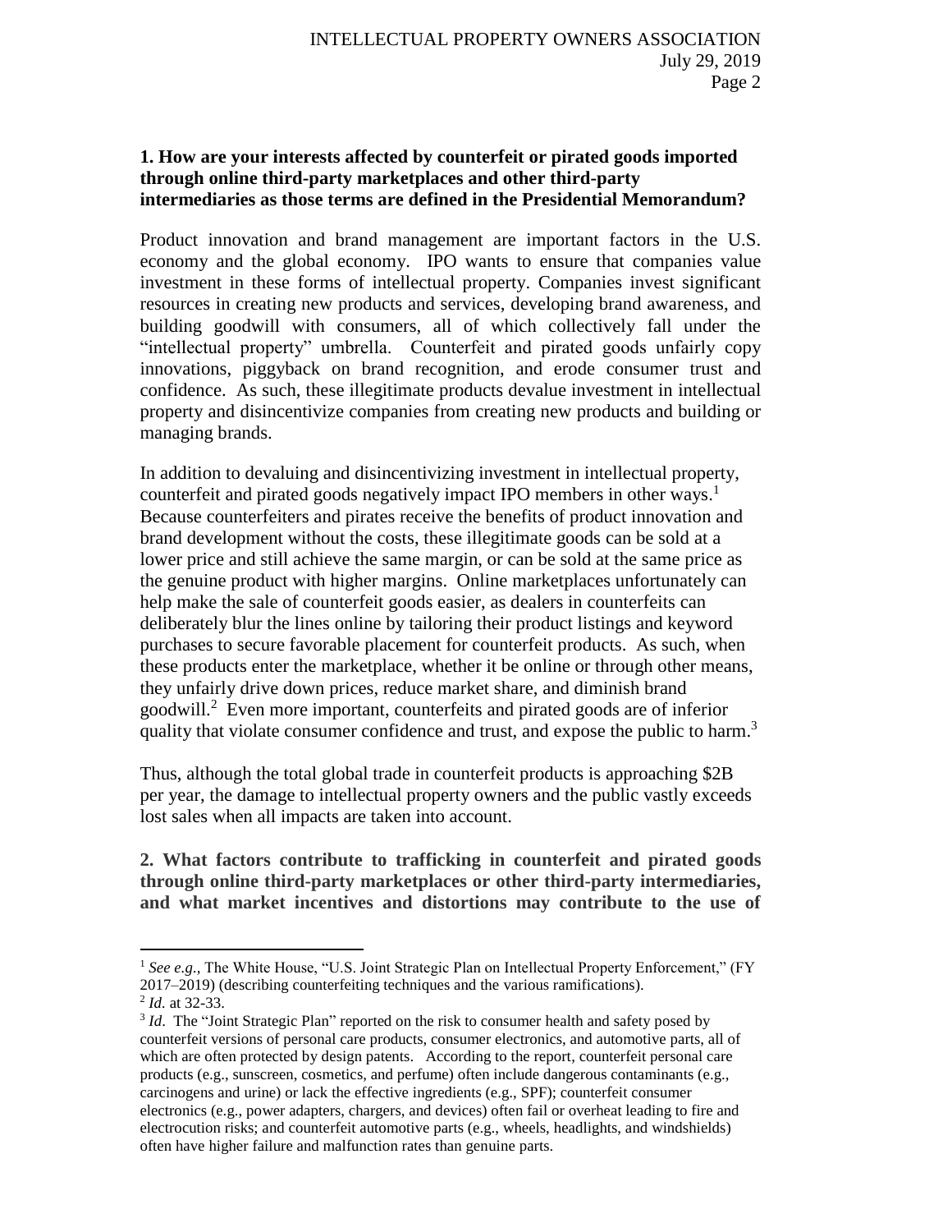**1. How are your interests affected by counterfeit or pirated goods imported through online third-party marketplaces and other third-party intermediaries as those terms are defined in the Presidential Memorandum?**

Product innovation and brand management are important factors in the U.S. economy and the global economy. IPO wants to ensure that companies value investment in these forms of intellectual property. Companies invest significant resources in creating new products and services, developing brand awareness, and building goodwill with consumers, all of which collectively fall under the "intellectual property" umbrella. Counterfeit and pirated goods unfairly copy innovations, piggyback on brand recognition, and erode consumer trust and confidence. As such, these illegitimate products devalue investment in intellectual property and disincentivize companies from creating new products and building or managing brands.

In addition to devaluing and disincentivizing investment in intellectual property, counterfeit and pirated goods negatively impact IPO members in other ways.[1] Because counterfeiters and pirates receive the benefits of product innovation and brand development without the costs, these illegitimate goods can be sold at a lower price and still achieve the same margin, or can be sold at the same price as the genuine product with higher margins. Online marketplaces unfortunately can help make the sale of counterfeit goods easier, as dealers in counterfeits can deliberately blur the lines online by tailoring their product listings and keyword purchases to secure favorable placement for counterfeit products. As such, when these products enter the marketplace, whether it be online or through other means, they unfairly drive down prices, reduce market share, and diminish brand goodwill.[2] Even more important, counterfeits and pirated goods are of inferior quality that violate consumer confidence and trust, and expose the public to harm.[3]

Thus, although the total global trade in counterfeit products is approaching $2B per year, the damage to intellectual property owners and the public vastly exceeds lost sales when all impacts are taken into account.

**2. What factors contribute to trafficking in counterfeit and pirated goods through online third-party marketplaces or other third-party intermediaries, and what market incentives and distortions may contribute to the use of**

---

[1] *See e.g.,* The White House, "U.S. Joint Strategic Plan on Intellectual Property Enforcement," (FY 2017–2019) (describing counterfeiting techniques and the various ramifications).

[2] *Id.* at 32-33.

[3] *Id*. The "Joint Strategic Plan" reported on the risk to consumer health and safety posed by counterfeit versions of personal care products, consumer electronics, and automotive parts, all of which are often protected by design patents. According to the report, counterfeit personal care products (e.g., sunscreen, cosmetics, and perfume) often include dangerous contaminants (e.g., carcinogens and urine) or lack the effective ingredients (e.g., SPF); counterfeit consumer electronics (e.g., power adapters, chargers, and devices) often fail or overheat leading to fire and electrocution risks; and counterfeit automotive parts (e.g., wheels, headlights, and windshields) often have higher failure and malfunction rates than genuine parts.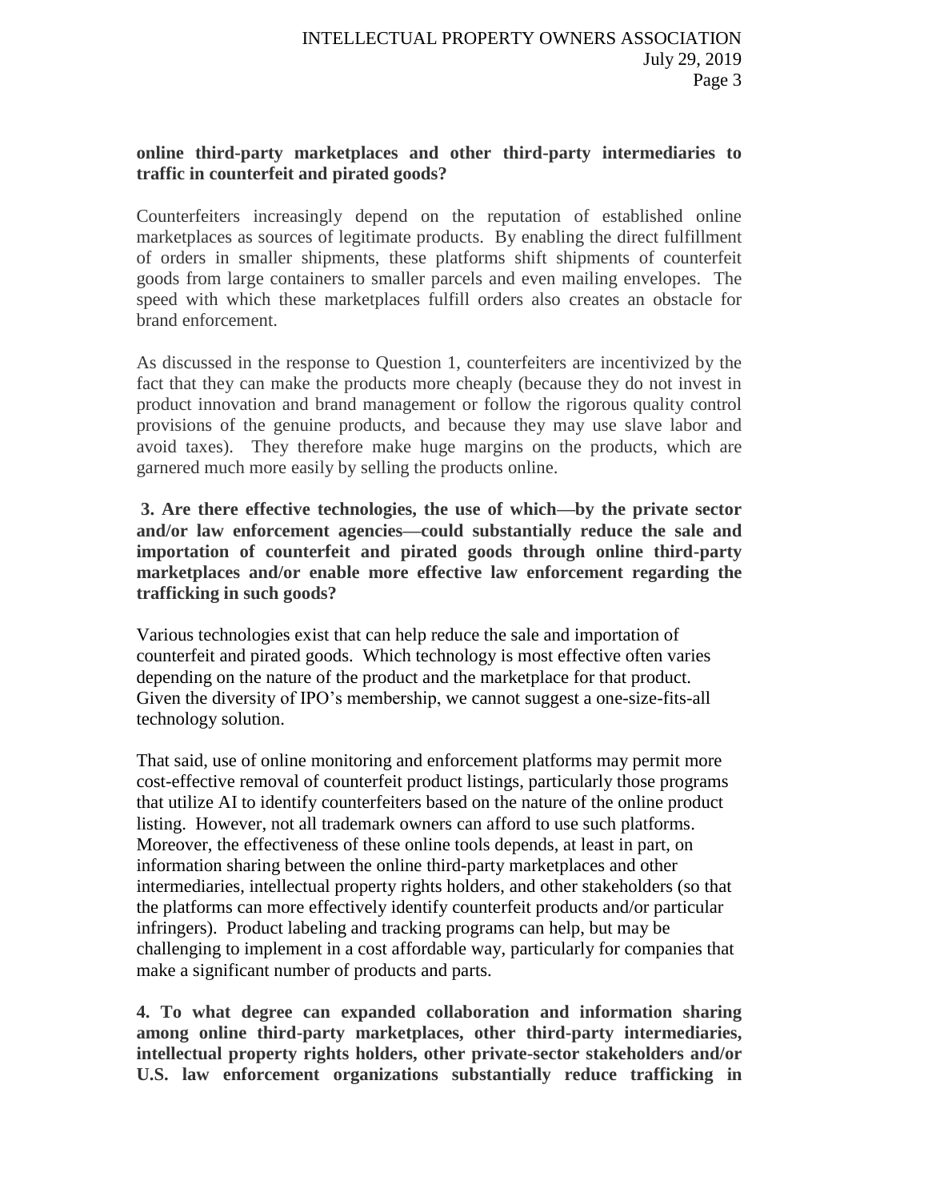**online third-party marketplaces and other third-party intermediaries to traffic in counterfeit and pirated goods?**

Counterfeiters increasingly depend on the reputation of established online marketplaces as sources of legitimate products. By enabling the direct fulfillment of orders in smaller shipments, these platforms shift shipments of counterfeit goods from large containers to smaller parcels and even mailing envelopes. The speed with which these marketplaces fulfill orders also creates an obstacle for brand enforcement.

As discussed in the response to Question 1, counterfeiters are incentivized by the fact that they can make the products more cheaply (because they do not invest in product innovation and brand management or follow the rigorous quality control provisions of the genuine products, and because they may use slave labor and avoid taxes). They therefore make huge margins on the products, which are garnered much more easily by selling the products online.

**3. Are there effective technologies, the use of which—by the private sector and/or law enforcement agencies—could substantially reduce the sale and importation of counterfeit and pirated goods through online third-party marketplaces and/or enable more effective law enforcement regarding the trafficking in such goods?**

Various technologies exist that can help reduce the sale and importation of counterfeit and pirated goods. Which technology is most effective often varies depending on the nature of the product and the marketplace for that product. Given the diversity of IPO's membership, we cannot suggest a one-size-fits-all technology solution.

That said, use of online monitoring and enforcement platforms may permit more cost-effective removal of counterfeit product listings, particularly those programs that utilize AI to identify counterfeiters based on the nature of the online product listing. However, not all trademark owners can afford to use such platforms. Moreover, the effectiveness of these online tools depends, at least in part, on information sharing between the online third-party marketplaces and other intermediaries, intellectual property rights holders, and other stakeholders (so that the platforms can more effectively identify counterfeit products and/or particular infringers). Product labeling and tracking programs can help, but may be challenging to implement in a cost affordable way, particularly for companies that make a significant number of products and parts.

**4. To what degree can expanded collaboration and information sharing among online third-party marketplaces, other third-party intermediaries, intellectual property rights holders, other private-sector stakeholders and/or U.S. law enforcement organizations substantially reduce trafficking in**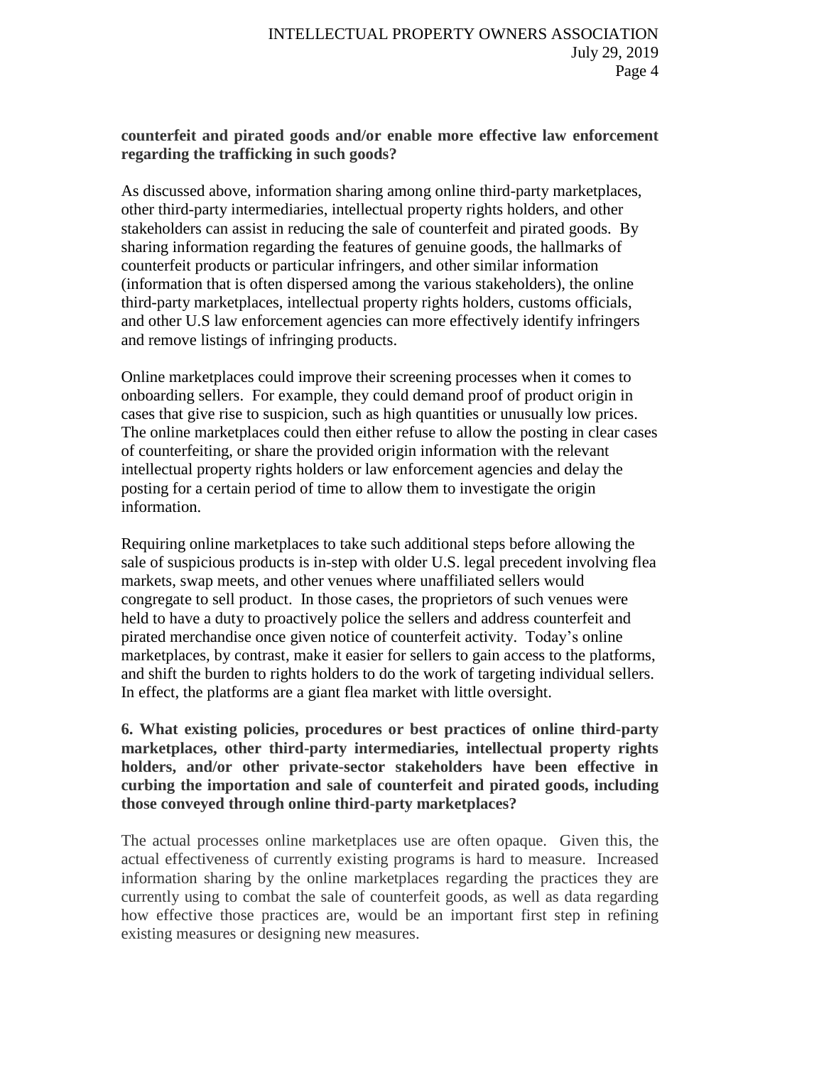**counterfeit and pirated goods and/or enable more effective law enforcement regarding the trafficking in such goods?**

As discussed above, information sharing among online third-party marketplaces, other third-party intermediaries, intellectual property rights holders, and other stakeholders can assist in reducing the sale of counterfeit and pirated goods. By sharing information regarding the features of genuine goods, the hallmarks of counterfeit products or particular infringers, and other similar information (information that is often dispersed among the various stakeholders), the online third-party marketplaces, intellectual property rights holders, customs officials, and other U.S law enforcement agencies can more effectively identify infringers and remove listings of infringing products.

Online marketplaces could improve their screening processes when it comes to onboarding sellers. For example, they could demand proof of product origin in cases that give rise to suspicion, such as high quantities or unusually low prices. The online marketplaces could then either refuse to allow the posting in clear cases of counterfeiting, or share the provided origin information with the relevant intellectual property rights holders or law enforcement agencies and delay the posting for a certain period of time to allow them to investigate the origin information.

Requiring online marketplaces to take such additional steps before allowing the sale of suspicious products is in-step with older U.S. legal precedent involving flea markets, swap meets, and other venues where unaffiliated sellers would congregate to sell product. In those cases, the proprietors of such venues were held to have a duty to proactively police the sellers and address counterfeit and pirated merchandise once given notice of counterfeit activity. Today's online marketplaces, by contrast, make it easier for sellers to gain access to the platforms, and shift the burden to rights holders to do the work of targeting individual sellers. In effect, the platforms are a giant flea market with little oversight.

**6. What existing policies, procedures or best practices of online third-party marketplaces, other third-party intermediaries, intellectual property rights holders, and/or other private-sector stakeholders have been effective in curbing the importation and sale of counterfeit and pirated goods, including those conveyed through online third-party marketplaces?**

The actual processes online marketplaces use are often opaque. Given this, the actual effectiveness of currently existing programs is hard to measure. Increased information sharing by the online marketplaces regarding the practices they are currently using to combat the sale of counterfeit goods, as well as data regarding how effective those practices are, would be an important first step in refining existing measures or designing new measures.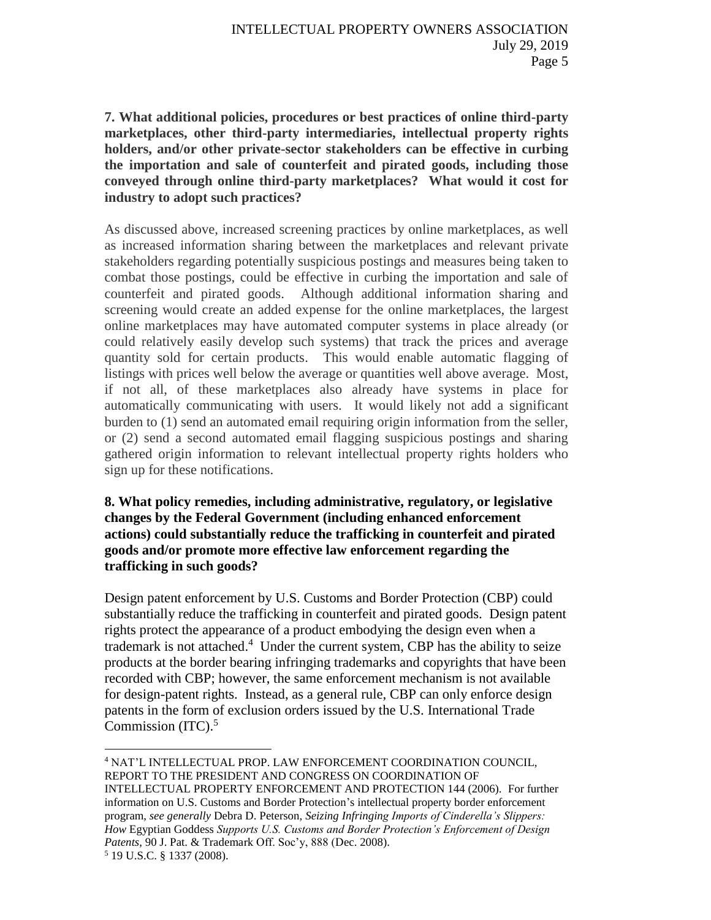**7. What additional policies, procedures or best practices of online third-party marketplaces, other third-party intermediaries, intellectual property rights holders, and/or other private-sector stakeholders can be effective in curbing the importation and sale of counterfeit and pirated goods, including those conveyed through online third-party marketplaces? What would it cost for industry to adopt such practices?**

As discussed above, increased screening practices by online marketplaces, as well as increased information sharing between the marketplaces and relevant private stakeholders regarding potentially suspicious postings and measures being taken to combat those postings, could be effective in curbing the importation and sale of counterfeit and pirated goods. Although additional information sharing and screening would create an added expense for the online marketplaces, the largest online marketplaces may have automated computer systems in place already (or could relatively easily develop such systems) that track the prices and average quantity sold for certain products. This would enable automatic flagging of listings with prices well below the average or quantities well above average. Most, if not all, of these marketplaces also already have systems in place for automatically communicating with users. It would likely not add a significant burden to (1) send an automated email requiring origin information from the seller, or (2) send a second automated email flagging suspicious postings and sharing gathered origin information to relevant intellectual property rights holders who sign up for these notifications.

**8. What policy remedies, including administrative, regulatory, or legislative changes by the Federal Government (including enhanced enforcement actions) could substantially reduce the trafficking in counterfeit and pirated goods and/or promote more effective law enforcement regarding the trafficking in such goods?**

Design patent enforcement by U.S. Customs and Border Protection (CBP) could substantially reduce the trafficking in counterfeit and pirated goods. Design patent rights protect the appearance of a product embodying the design even when a trademark is not attached.[4] Under the current system, CBP has the ability to seize products at the border bearing infringing trademarks and copyrights that have been recorded with CBP; however, the same enforcement mechanism is not available for design-patent rights. Instead, as a general rule, CBP can only enforce design patents in the form of exclusion orders issued by the U.S. International Trade Commission (ITC).[5]

---

[4] NAT'L INTELLECTUAL PROP. LAW ENFORCEMENT COORDINATION COUNCIL, REPORT TO THE PRESIDENT AND CONGRESS ON COORDINATION OF INTELLECTUAL PROPERTY ENFORCEMENT AND PROTECTION 144 (2006). For further information on U.S. Customs and Border Protection's intellectual property border enforcement program, *see generally* Debra D. Peterson, *Seizing Infringing Imports of Cinderella's Slippers: How* Egyptian Goddess *Supports U.S. Customs and Border Protection's Enforcement of Design Patents*, 90 J. Pat. & Trademark Off. Soc'y, 888 (Dec. 2008).

[5] 19 U.S.C. § 1337 (2008).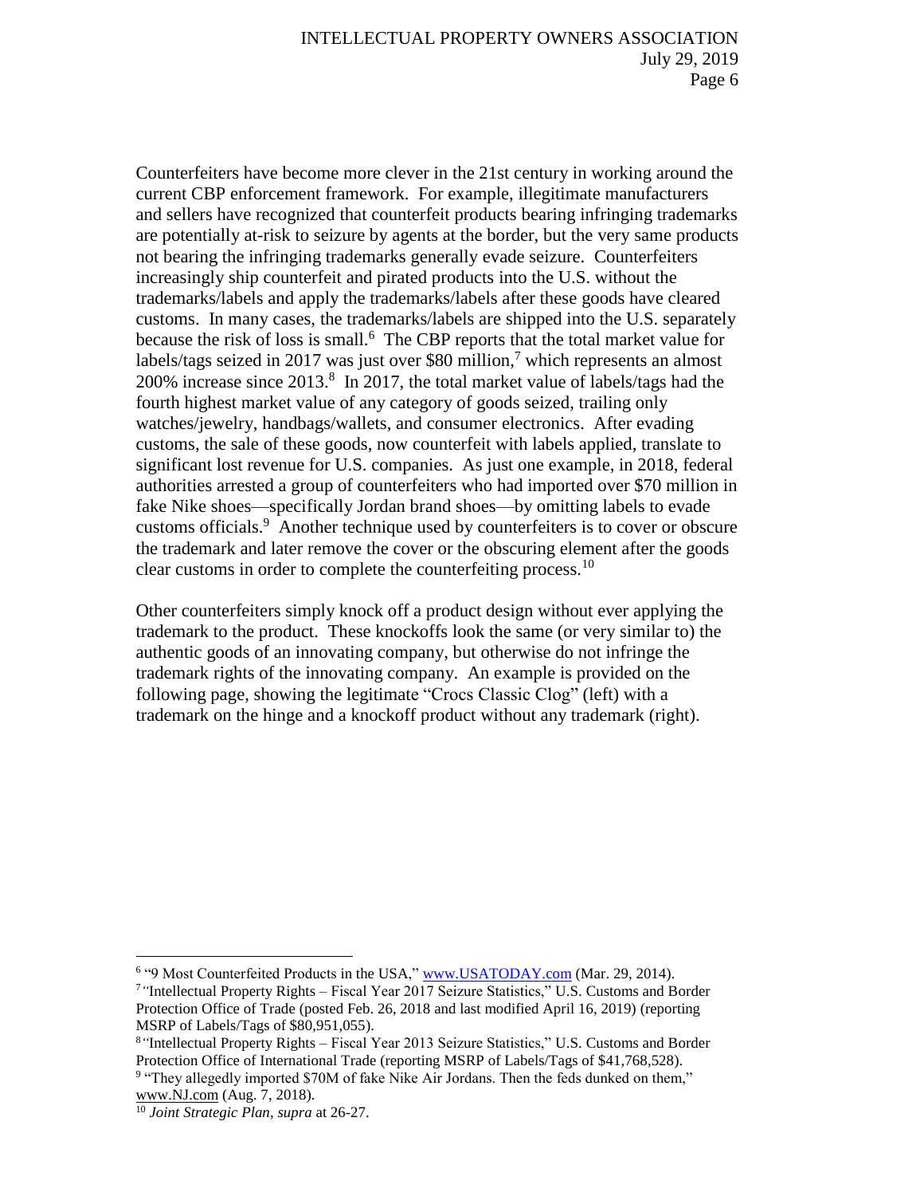Counterfeiters have become more clever in the 21st century in working around the current CBP enforcement framework. For example, illegitimate manufacturers and sellers have recognized that counterfeit products bearing infringing trademarks are potentially at-risk to seizure by agents at the border, but the very same products not bearing the infringing trademarks generally evade seizure. Counterfeiters increasingly ship counterfeit and pirated products into the U.S. without the trademarks/labels and apply the trademarks/labels after these goods have cleared customs. In many cases, the trademarks/labels are shipped into the U.S. separately because the risk of loss is small.[6] The CBP reports that the total market value for labels/tags seized in 2017 was just over $80 million,[7] which represents an almost 200% increase since 2013.[8] In 2017, the total market value of labels/tags had the fourth highest market value of any category of goods seized, trailing only watches/jewelry, handbags/wallets, and consumer electronics. After evading customs, the sale of these goods, now counterfeit with labels applied, translate to significant lost revenue for U.S. companies. As just one example, in 2018, federal authorities arrested a group of counterfeiters who had imported over $70 million in fake Nike shoes—specifically Jordan brand shoes—by omitting labels to evade customs officials.[9] Another technique used by counterfeiters is to cover or obscure the trademark and later remove the cover or the obscuring element after the goods clear customs in order to complete the counterfeiting process.[10]

Other counterfeiters simply knock off a product design without ever applying the trademark to the product. These knockoffs look the same (or very similar to) the authentic goods of an innovating company, but otherwise do not infringe the trademark rights of the innovating company. An example is provided on the following page, showing the legitimate "Crocs Classic Clog" (left) with a trademark on the hinge and a knockoff product without any trademark (right).

---

[6] "9 Most Counterfeited Products in the USA," www.USATODAY.com (Mar. 29, 2014).

[7] "Intellectual Property Rights – Fiscal Year 2017 Seizure Statistics," U.S. Customs and Border Protection Office of Trade (posted Feb. 26, 2018 and last modified April 16, 2019) (reporting MSRP of Labels/Tags of $80,951,055).

[8] "Intellectual Property Rights – Fiscal Year 2013 Seizure Statistics," U.S. Customs and Border Protection Office of International Trade (reporting MSRP of Labels/Tags of $41,768,528).

[9] "They allegedly imported $70M of fake Nike Air Jordans. Then the feds dunked on them," www.NJ.com (Aug. 7, 2018).

[10] *Joint Strategic Plan, supra* at 26-27.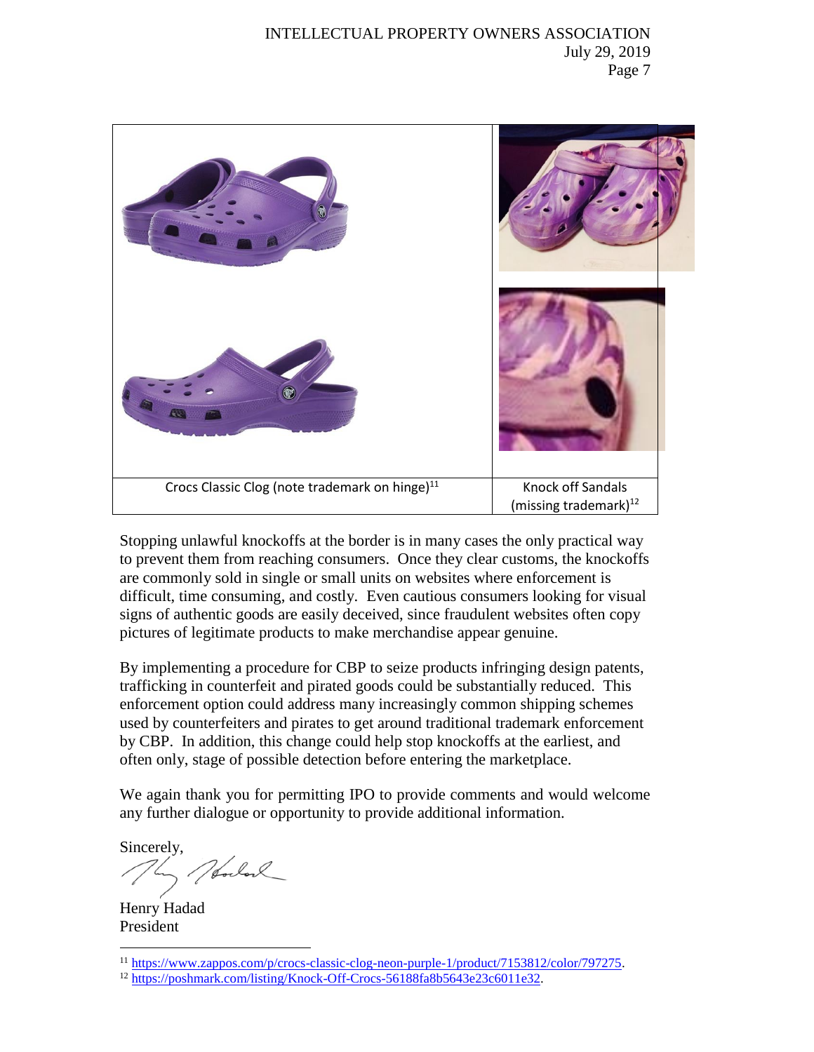| Crocs Classic Clog (note trademark on hinge)[11] | Knock off Sandals (missing trademark)[12] |
| --- | --- |

Stopping unlawful knockoffs at the border is in many cases the only practical way to prevent them from reaching consumers. Once they clear customs, the knockoffs are commonly sold in single or small units on websites where enforcement is difficult, time consuming, and costly. Even cautious consumers looking for visual signs of authentic goods are easily deceived, since fraudulent websites often copy pictures of legitimate products to make merchandise appear genuine.

By implementing a procedure for CBP to seize products infringing design patents, trafficking in counterfeit and pirated goods could be substantially reduced. This enforcement option could address many increasingly common shipping schemes used by counterfeiters and pirates to get around traditional trademark enforcement by CBP. In addition, this change could help stop knockoffs at the earliest, and often only, stage of possible detection before entering the marketplace.

We again thank you for permitting IPO to provide comments and would welcome any further dialogue or opportunity to provide additional information.

Sincerely,

Henry Hadad
President

[11] https://www.zappos.com/p/crocs-classic-clog-neon-purple-1/product/7153812/color/797275.

[12] https://poshmark.com/listing/Knock-Off-Crocs-56188fa8b5643e23c6011e32.